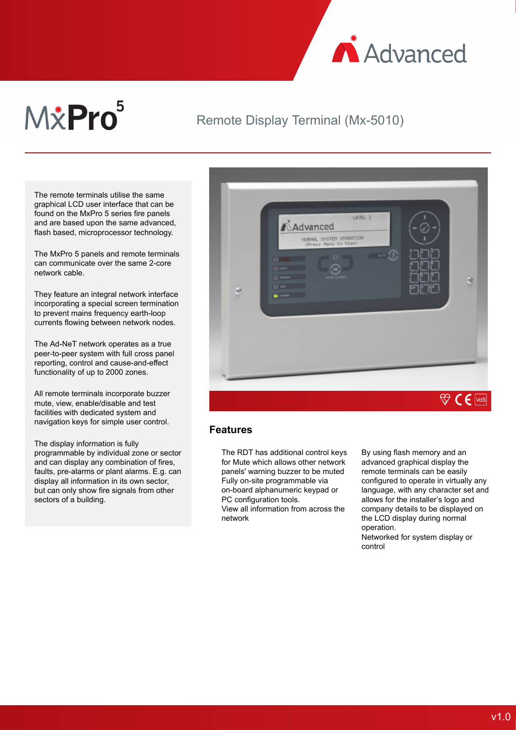# MxPro 5

## Remote Display Terminal (Mx-5010)

The remote terminals utilise the same graphical LCD user interface that can be found on the MxPro 5 series fire panels and are based upon the same advanced, flash based, microprocessor technology.

The MxPro 5 panels and remote terminals can communicate over the same 2-core network cable.

They feature an integral network interface incorporating a special screen termination to prevent mains frequency earth-loop currents flowing between network nodes.

The Ad-NeT network operates as a true peer-to-peer system with full cross panel reporting, control and cause-and-effect functionality of up to 2000 zones.

All remote terminals incorporate buzzer mute, view, enable/disable and test facilities with dedicated system and navigation keys for simple user control.

The display information is fully programmable by individual zone or sector and can display any combination of fires, faults, pre-alarms or plant alarms. E.g. can display all information in its own sector, but can only show fire signals from other sectors of a building.

## Features

The RDT has additional control keys for Mute which allows other network panels' warning buzzer to be muted
Fully on-site programmable via on-board alphanumeric keypad or PC configuration tools.
View all information from across the network

By using flash memory and an advanced graphical display the remote terminals can be easily configured to operate in virtually any language, with any character set and allows for the installer's logo and company details to be displayed on the LCD display during normal operation.
Networked for system display or control

v1.0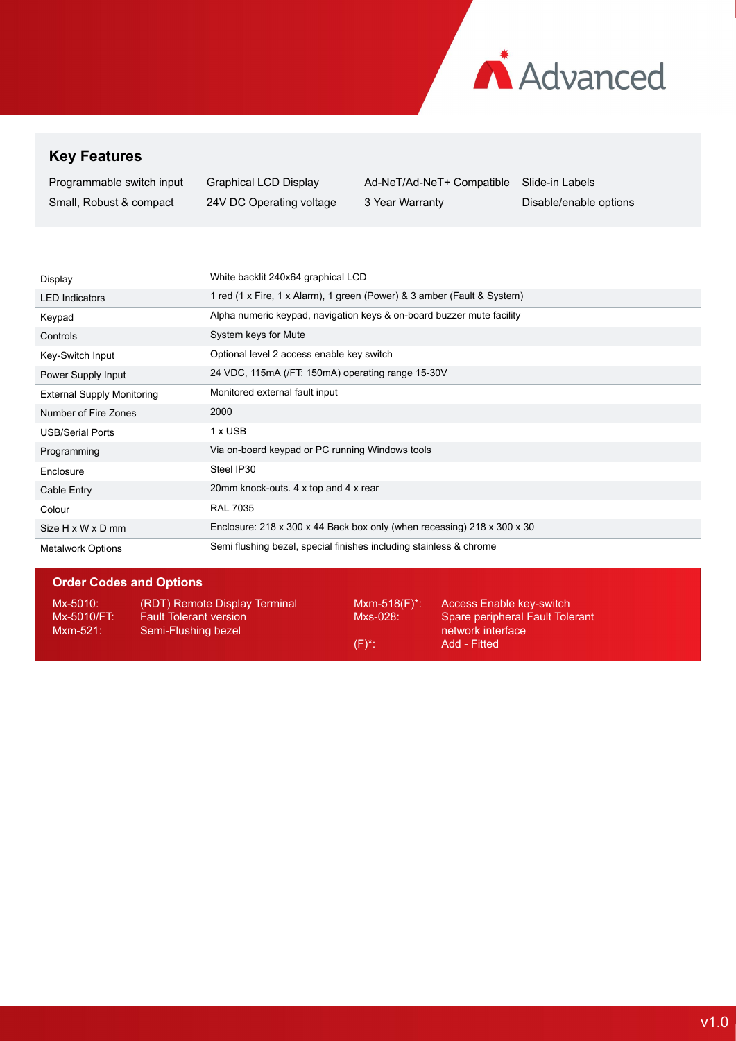## Key Features

- Programmable switch input
- Small, Robust & compact
- Graphical LCD Display
- 24V DC Operating voltage
- Ad-NeT/Ad-NeT+ Compatible
- 3 Year Warranty
- Slide-in Labels
- Disable/enable options

| | |
|---|---|
| Display | White backlit 240x64 graphical LCD |
| LED Indicators | 1 red (1 x Fire, 1 x Alarm), 1 green (Power) & 3 amber (Fault & System) |
| Keypad | Alpha numeric keypad, navigation keys & on-board buzzer mute facility |
| Controls | System keys for Mute |
| Key-Switch Input | Optional level 2 access enable key switch |
| Power Supply Input | 24 VDC, 115mA (/FT: 150mA) operating range 15-30V |
| External Supply Monitoring | Monitored external fault input |
| Number of Fire Zones | 2000 |
| USB/Serial Ports | 1 x USB |
| Programming | Via on-board keypad or PC running Windows tools |
| Enclosure | Steel IP30 |
| Cable Entry | 20mm knock-outs. 4 x top and 4 x rear |
| Colour | RAL 7035 |
| Size H x W x D mm | Enclosure: 218 x 300 x 44 Back box only (when recessing) 218 x 300 x 30 |
| Metalwork Options | Semi flushing bezel, special finishes including stainless & chrome |

## Order Codes and Options

| | |
|---|---|
| Mx-5010: | (RDT) Remote Display Terminal |
| Mx-5010/FT: | Fault Tolerant version |
| Mxm-521: | Semi-Flushing bezel |
| Mxm-518(F)*: | Access Enable key-switch |
| Mxs-028: | Spare peripheral Fault Tolerant network interface |
| (F)*: | Add - Fitted |